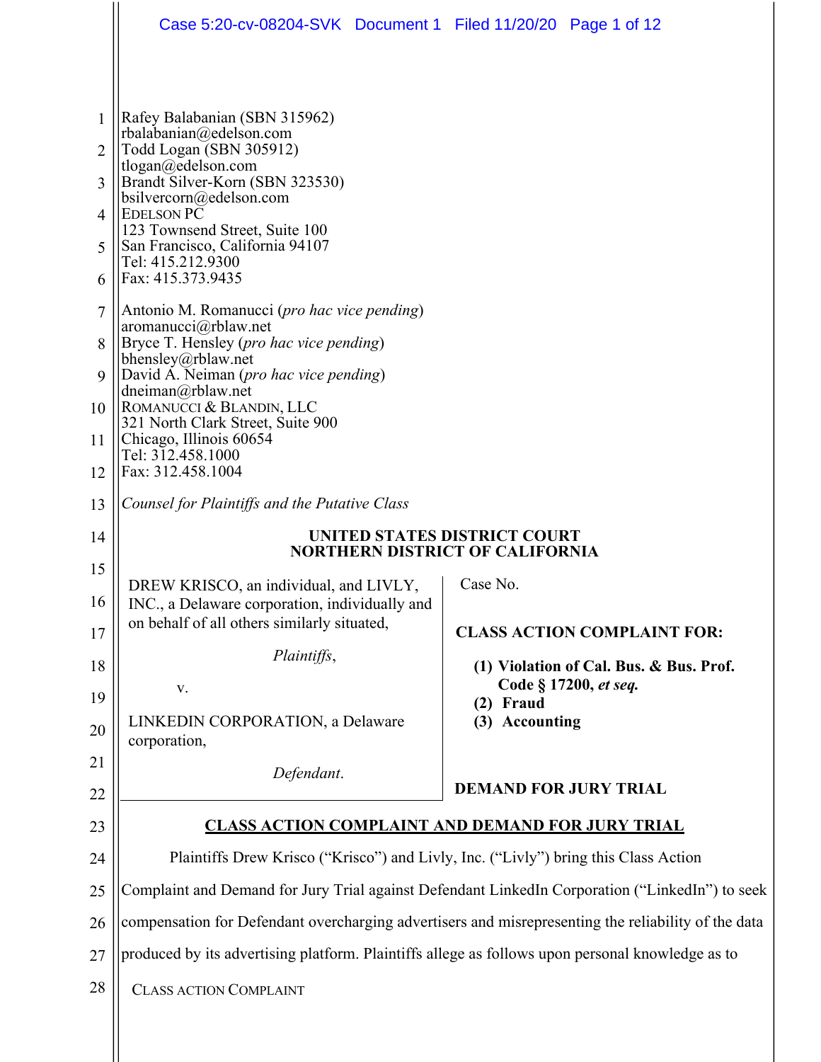Rafey Balabanian (SBN 315962)
rbalabanian@edelson.com
Todd Logan (SBN 305912)
tlogan@edelson.com
Brandt Silver-Korn (SBN 323530)
bsilvercorn@edelson.com
EDELSON PC
123 Townsend Street, Suite 100
San Francisco, California 94107
Tel: 415.212.9300
Fax: 415.373.9435

Antonio M. Romanucci (*pro hac vice pending*)
aromanucci@rblaw.net
Bryce T. Hensley (*pro hac vice pending*)
bhensley@rblaw.net
David A. Neiman (*pro hac vice pending*)
dneiman@rblaw.net
ROMANUCCI & BLANDIN, LLC
321 North Clark Street, Suite 900
Chicago, Illinois 60654
Tel: 312.458.1000
Fax: 312.458.1004

*Counsel for Plaintiffs and the Putative Class*

**UNITED STATES DISTRICT COURT**
**NORTHERN DISTRICT OF CALIFORNIA**

| | |
|---|---|
| DREW KRISCO, an individual, and LIVLY, INC., a Delaware corporation, individually and on behalf of all others similarly situated,<br><br>*Plaintiffs*,<br><br>v.<br><br>LINKEDIN CORPORATION, a Delaware corporation,<br><br>*Defendant*. | Case No.<br><br>**CLASS ACTION COMPLAINT FOR:**<br><br>**(1) Violation of Cal. Bus. & Bus. Prof. Code § 17200, *et seq.***<br>**(2) Fraud**<br>**(3) Accounting**<br><br>**DEMAND FOR JURY TRIAL** |

**<u>CLASS ACTION COMPLAINT AND DEMAND FOR JURY TRIAL</u>**

Plaintiffs Drew Krisco ("Krisco") and Livly, Inc. ("Livly") bring this Class Action Complaint and Demand for Jury Trial against Defendant LinkedIn Corporation ("LinkedIn") to seek compensation for Defendant overcharging advertisers and misrepresenting the reliability of the data produced by its advertising platform. Plaintiffs allege as follows upon personal knowledge as to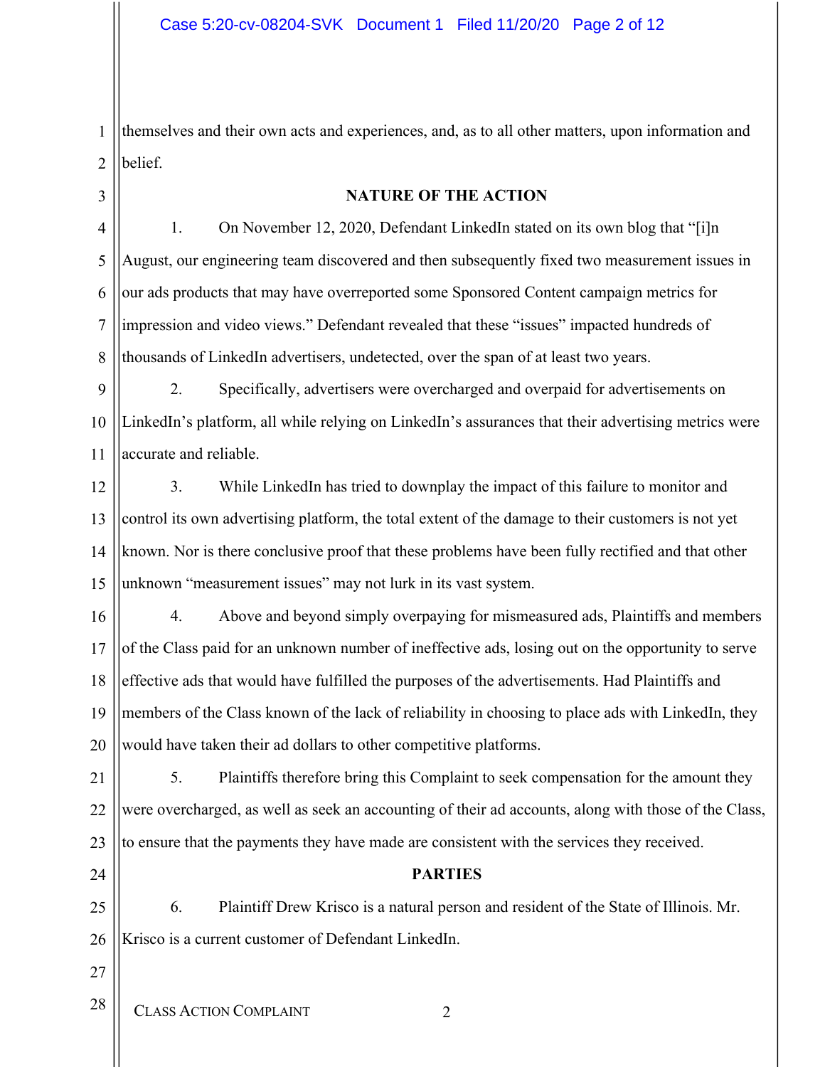themselves and their own acts and experiences, and, as to all other matters, upon information and belief.

## NATURE OF THE ACTION

1. On November 12, 2020, Defendant LinkedIn stated on its own blog that "[i]n August, our engineering team discovered and then subsequently fixed two measurement issues in our ads products that may have overreported some Sponsored Content campaign metrics for impression and video views." Defendant revealed that these "issues" impacted hundreds of thousands of LinkedIn advertisers, undetected, over the span of at least two years.

2. Specifically, advertisers were overcharged and overpaid for advertisements on LinkedIn's platform, all while relying on LinkedIn's assurances that their advertising metrics were accurate and reliable.

3. While LinkedIn has tried to downplay the impact of this failure to monitor and control its own advertising platform, the total extent of the damage to their customers is not yet known. Nor is there conclusive proof that these problems have been fully rectified and that other unknown "measurement issues" may not lurk in its vast system.

4. Above and beyond simply overpaying for mismeasured ads, Plaintiffs and members of the Class paid for an unknown number of ineffective ads, losing out on the opportunity to serve effective ads that would have fulfilled the purposes of the advertisements. Had Plaintiffs and members of the Class known of the lack of reliability in choosing to place ads with LinkedIn, they would have taken their ad dollars to other competitive platforms.

5. Plaintiffs therefore bring this Complaint to seek compensation for the amount they were overcharged, as well as seek an accounting of their ad accounts, along with those of the Class, to ensure that the payments they have made are consistent with the services they received.

## PARTIES

6. Plaintiff Drew Krisco is a natural person and resident of the State of Illinois. Mr. Krisco is a current customer of Defendant LinkedIn.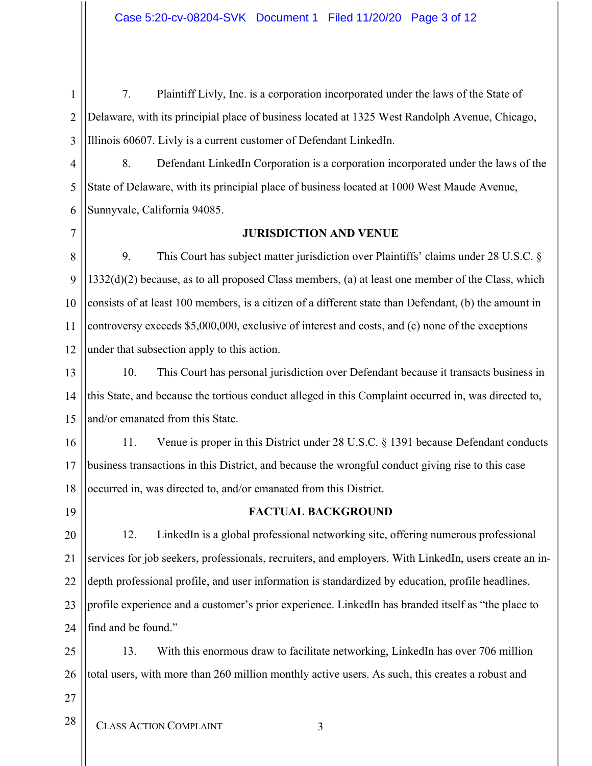7. Plaintiff Livly, Inc. is a corporation incorporated under the laws of the State of Delaware, with its principal place of business located at 1325 West Randolph Avenue, Chicago, Illinois 60607. Livly is a current customer of Defendant LinkedIn.

8. Defendant LinkedIn Corporation is a corporation incorporated under the laws of the State of Delaware, with its principal place of business located at 1000 West Maude Avenue, Sunnyvale, California 94085.

## JURISDICTION AND VENUE

9. This Court has subject matter jurisdiction over Plaintiffs' claims under 28 U.S.C. § 1332(d)(2) because, as to all proposed Class members, (a) at least one member of the Class, which consists of at least 100 members, is a citizen of a different state than Defendant, (b) the amount in controversy exceeds $5,000,000, exclusive of interest and costs, and (c) none of the exceptions under that subsection apply to this action.

10. This Court has personal jurisdiction over Defendant because it transacts business in this State, and because the tortious conduct alleged in this Complaint occurred in, was directed to, and/or emanated from this State.

11. Venue is proper in this District under 28 U.S.C. § 1391 because Defendant conducts business transactions in this District, and because the wrongful conduct giving rise to this case occurred in, was directed to, and/or emanated from this District.

## FACTUAL BACKGROUND

12. LinkedIn is a global professional networking site, offering numerous professional services for job seekers, professionals, recruiters, and employers. With LinkedIn, users create an in-depth professional profile, and user information is standardized by education, profile headlines, profile experience and a customer's prior experience. LinkedIn has branded itself as "the place to find and be found."

13. With this enormous draw to facilitate networking, LinkedIn has over 706 million total users, with more than 260 million monthly active users. As such, this creates a robust and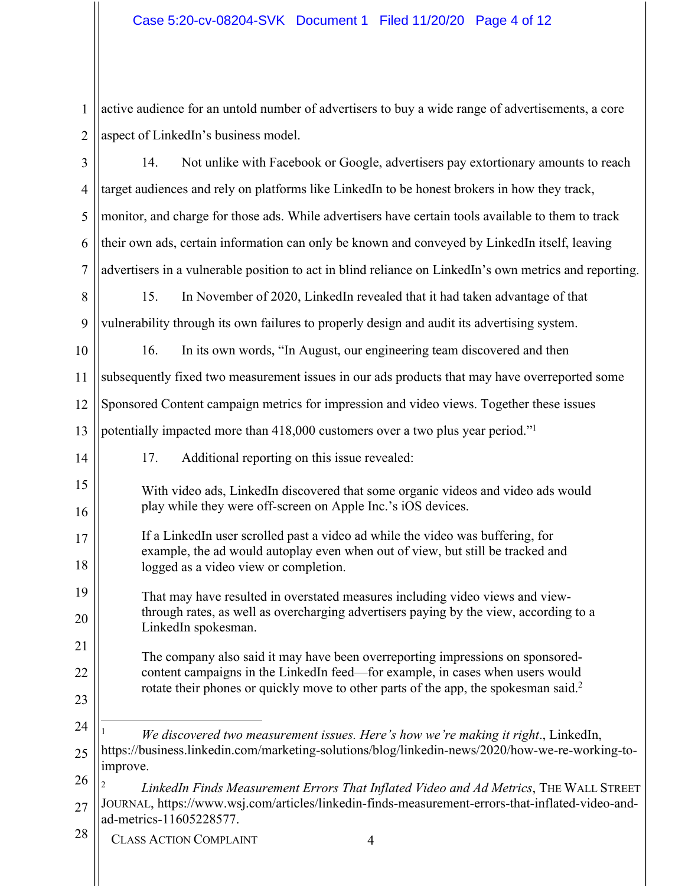active audience for an untold number of advertisers to buy a wide range of advertisements, a core aspect of LinkedIn's business model.

14. Not unlike with Facebook or Google, advertisers pay extortionary amounts to reach target audiences and rely on platforms like LinkedIn to be honest brokers in how they track, monitor, and charge for those ads. While advertisers have certain tools available to them to track their own ads, certain information can only be known and conveyed by LinkedIn itself, leaving advertisers in a vulnerable position to act in blind reliance on LinkedIn's own metrics and reporting.

15. In November of 2020, LinkedIn revealed that it had taken advantage of that vulnerability through its own failures to properly design and audit its advertising system.

16. In its own words, "In August, our engineering team discovered and then subsequently fixed two measurement issues in our ads products that may have overreported some Sponsored Content campaign metrics for impression and video views. Together these issues potentially impacted more than 418,000 customers over a two plus year period."[1]

17. Additional reporting on this issue revealed:

> With video ads, LinkedIn discovered that some organic videos and video ads would play while they were off-screen on Apple Inc.'s iOS devices.
>
> If a LinkedIn user scrolled past a video ad while the video was buffering, for example, the ad would autoplay even when out of view, but still be tracked and logged as a video view or completion.
>
> That may have resulted in overstated measures including video views and view-through rates, as well as overcharging advertisers paying by the view, according to a LinkedIn spokesman.
>
> The company also said it may have been overreporting impressions on sponsored-content campaigns in the LinkedIn feed—for example, in cases when users would rotate their phones or quickly move to other parts of the app, the spokesman said.[2]

---

[1] *We discovered two measurement issues. Here's how we're making it right.*, LinkedIn, https://business.linkedin.com/marketing-solutions/blog/linkedin-news/2020/how-we-re-working-to-improve.

[2] *LinkedIn Finds Measurement Errors That Inflated Video and Ad Metrics*, THE WALL STREET JOURNAL, https://www.wsj.com/articles/linkedin-finds-measurement-errors-that-inflated-video-and-ad-metrics-11605228577.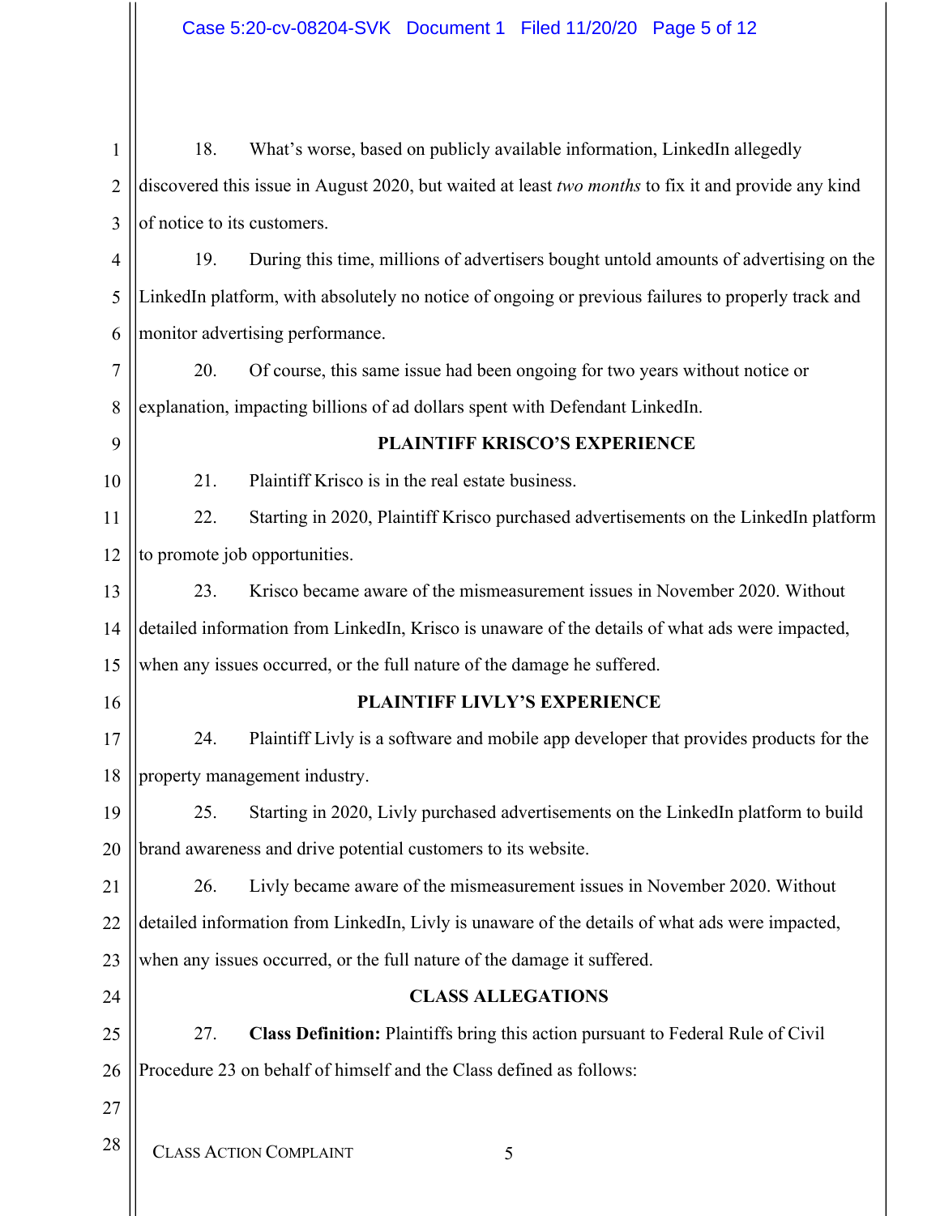18. What's worse, based on publicly available information, LinkedIn allegedly discovered this issue in August 2020, but waited at least *two months* to fix it and provide any kind of notice to its customers.

19. During this time, millions of advertisers bought untold amounts of advertising on the LinkedIn platform, with absolutely no notice of ongoing or previous failures to properly track and monitor advertising performance.

20. Of course, this same issue had been ongoing for two years without notice or explanation, impacting billions of ad dollars spent with Defendant LinkedIn.

**PLAINTIFF KRISCO'S EXPERIENCE**

21. Plaintiff Krisco is in the real estate business.

22. Starting in 2020, Plaintiff Krisco purchased advertisements on the LinkedIn platform to promote job opportunities.

23. Krisco became aware of the mismeasurement issues in November 2020. Without detailed information from LinkedIn, Krisco is unaware of the details of what ads were impacted, when any issues occurred, or the full nature of the damage he suffered.

**PLAINTIFF LIVLY'S EXPERIENCE**

24. Plaintiff Livly is a software and mobile app developer that provides products for the property management industry.

25. Starting in 2020, Livly purchased advertisements on the LinkedIn platform to build brand awareness and drive potential customers to its website.

26. Livly became aware of the mismeasurement issues in November 2020. Without detailed information from LinkedIn, Livly is unaware of the details of what ads were impacted, when any issues occurred, or the full nature of the damage it suffered.

**CLASS ALLEGATIONS**

27. **Class Definition:** Plaintiffs bring this action pursuant to Federal Rule of Civil Procedure 23 on behalf of himself and the Class defined as follows: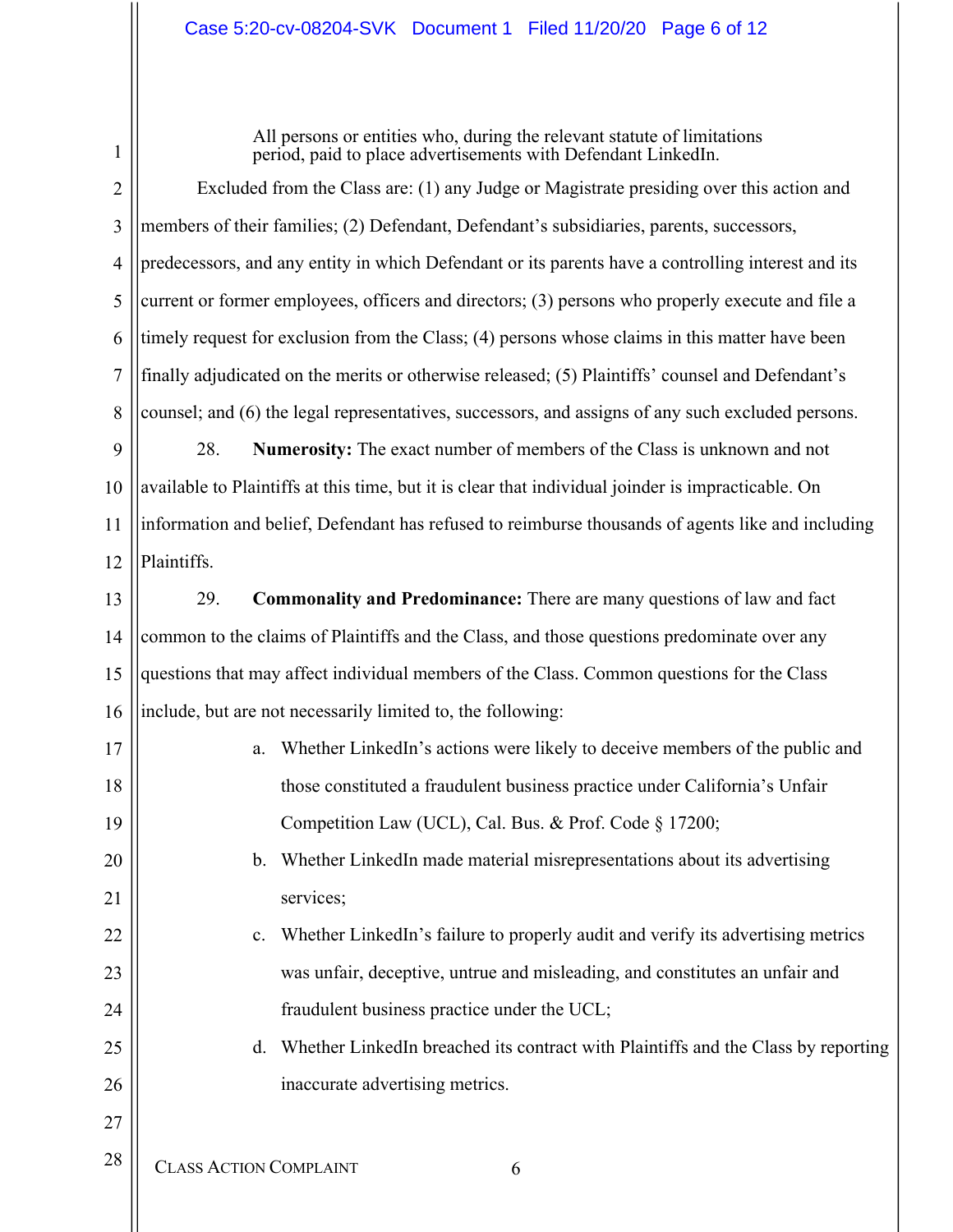> All persons or entities who, during the relevant statute of limitations period, paid to place advertisements with Defendant LinkedIn.

Excluded from the Class are: (1) any Judge or Magistrate presiding over this action and members of their families; (2) Defendant, Defendant's subsidiaries, parents, successors, predecessors, and any entity in which Defendant or its parents have a controlling interest and its current or former employees, officers and directors; (3) persons who properly execute and file a timely request for exclusion from the Class; (4) persons whose claims in this matter have been finally adjudicated on the merits or otherwise released; (5) Plaintiffs' counsel and Defendant's counsel; and (6) the legal representatives, successors, and assigns of any such excluded persons.

28. **Numerosity:** The exact number of members of the Class is unknown and not available to Plaintiffs at this time, but it is clear that individual joinder is impracticable. On information and belief, Defendant has refused to reimburse thousands of agents like and including Plaintiffs.

29. **Commonality and Predominance:** There are many questions of law and fact common to the claims of Plaintiffs and the Class, and those questions predominate over any questions that may affect individual members of the Class. Common questions for the Class include, but are not necessarily limited to, the following:

a. Whether LinkedIn's actions were likely to deceive members of the public and those constituted a fraudulent business practice under California's Unfair Competition Law (UCL), Cal. Bus. & Prof. Code § 17200;

b. Whether LinkedIn made material misrepresentations about its advertising services;

c. Whether LinkedIn's failure to properly audit and verify its advertising metrics was unfair, deceptive, untrue and misleading, and constitutes an unfair and fraudulent business practice under the UCL;

d. Whether LinkedIn breached its contract with Plaintiffs and the Class by reporting inaccurate advertising metrics.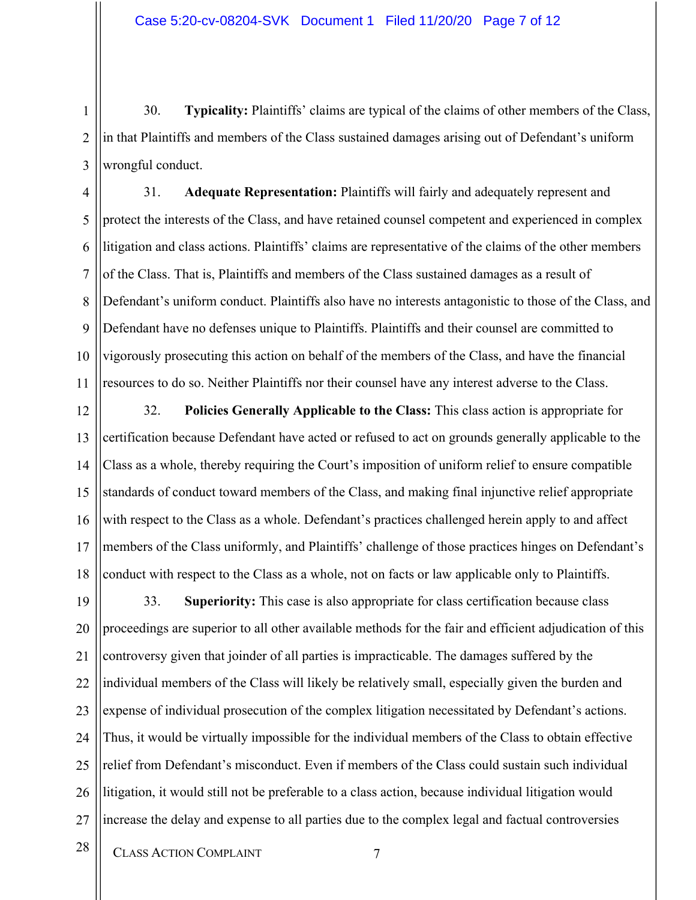30. **Typicality:** Plaintiffs' claims are typical of the claims of other members of the Class, in that Plaintiffs and members of the Class sustained damages arising out of Defendant's uniform wrongful conduct.

31. **Adequate Representation:** Plaintiffs will fairly and adequately represent and protect the interests of the Class, and have retained counsel competent and experienced in complex litigation and class actions. Plaintiffs' claims are representative of the claims of the other members of the Class. That is, Plaintiffs and members of the Class sustained damages as a result of Defendant's uniform conduct. Plaintiffs also have no interests antagonistic to those of the Class, and Defendant have no defenses unique to Plaintiffs. Plaintiffs and their counsel are committed to vigorously prosecuting this action on behalf of the members of the Class, and have the financial resources to do so. Neither Plaintiffs nor their counsel have any interest adverse to the Class.

32. **Policies Generally Applicable to the Class:** This class action is appropriate for certification because Defendant have acted or refused to act on grounds generally applicable to the Class as a whole, thereby requiring the Court's imposition of uniform relief to ensure compatible standards of conduct toward members of the Class, and making final injunctive relief appropriate with respect to the Class as a whole. Defendant's practices challenged herein apply to and affect members of the Class uniformly, and Plaintiffs' challenge of those practices hinges on Defendant's conduct with respect to the Class as a whole, not on facts or law applicable only to Plaintiffs.

33. **Superiority:** This case is also appropriate for class certification because class proceedings are superior to all other available methods for the fair and efficient adjudication of this controversy given that joinder of all parties is impracticable. The damages suffered by the individual members of the Class will likely be relatively small, especially given the burden and expense of individual prosecution of the complex litigation necessitated by Defendant's actions. Thus, it would be virtually impossible for the individual members of the Class to obtain effective relief from Defendant's misconduct. Even if members of the Class could sustain such individual litigation, it would still not be preferable to a class action, because individual litigation would increase the delay and expense to all parties due to the complex legal and factual controversies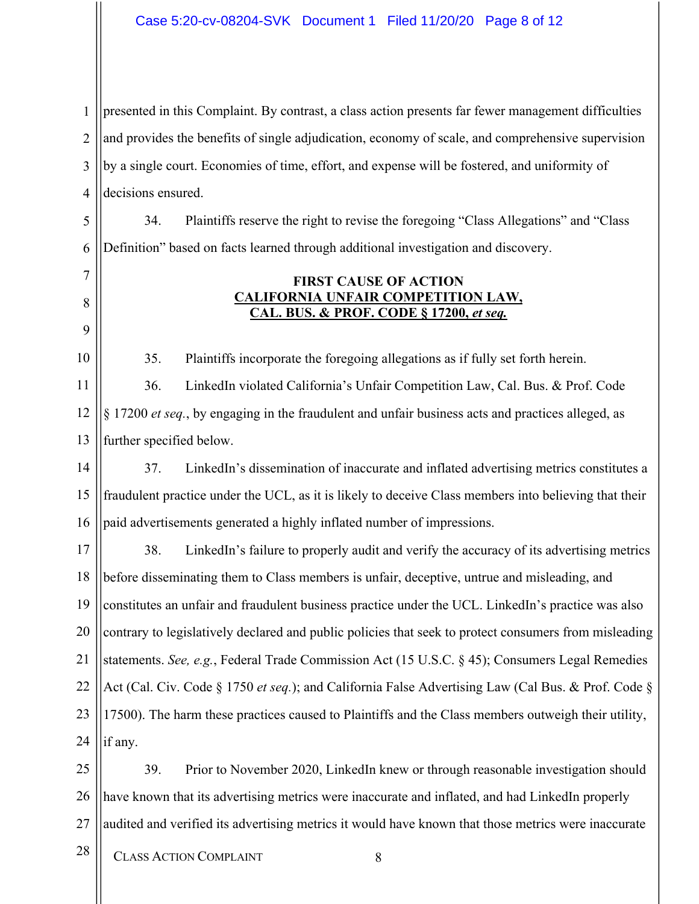presented in this Complaint. By contrast, a class action presents far fewer management difficulties and provides the benefits of single adjudication, economy of scale, and comprehensive supervision by a single court. Economies of time, effort, and expense will be fostered, and uniformity of decisions ensured.

34. Plaintiffs reserve the right to revise the foregoing "Class Allegations" and "Class Definition" based on facts learned through additional investigation and discovery.

**FIRST CAUSE OF ACTION**
**CALIFORNIA UNFAIR COMPETITION LAW,**
**CAL. BUS. & PROF. CODE § 17200, *et seq.***

35. Plaintiffs incorporate the foregoing allegations as if fully set forth herein.

36. LinkedIn violated California's Unfair Competition Law, Cal. Bus. & Prof. Code § 17200 *et seq.*, by engaging in the fraudulent and unfair business acts and practices alleged, as further specified below.

37. LinkedIn's dissemination of inaccurate and inflated advertising metrics constitutes a fraudulent practice under the UCL, as it is likely to deceive Class members into believing that their paid advertisements generated a highly inflated number of impressions.

38. LinkedIn's failure to properly audit and verify the accuracy of its advertising metrics before disseminating them to Class members is unfair, deceptive, untrue and misleading, and constitutes an unfair and fraudulent business practice under the UCL. LinkedIn's practice was also contrary to legislatively declared and public policies that seek to protect consumers from misleading statements. *See, e.g.*, Federal Trade Commission Act (15 U.S.C. § 45); Consumers Legal Remedies Act (Cal. Civ. Code § 1750 *et seq.*); and California False Advertising Law (Cal Bus. & Prof. Code § 17500). The harm these practices caused to Plaintiffs and the Class members outweigh their utility, if any.

39. Prior to November 2020, LinkedIn knew or through reasonable investigation should have known that its advertising metrics were inaccurate and inflated, and had LinkedIn properly audited and verified its advertising metrics it would have known that those metrics were inaccurate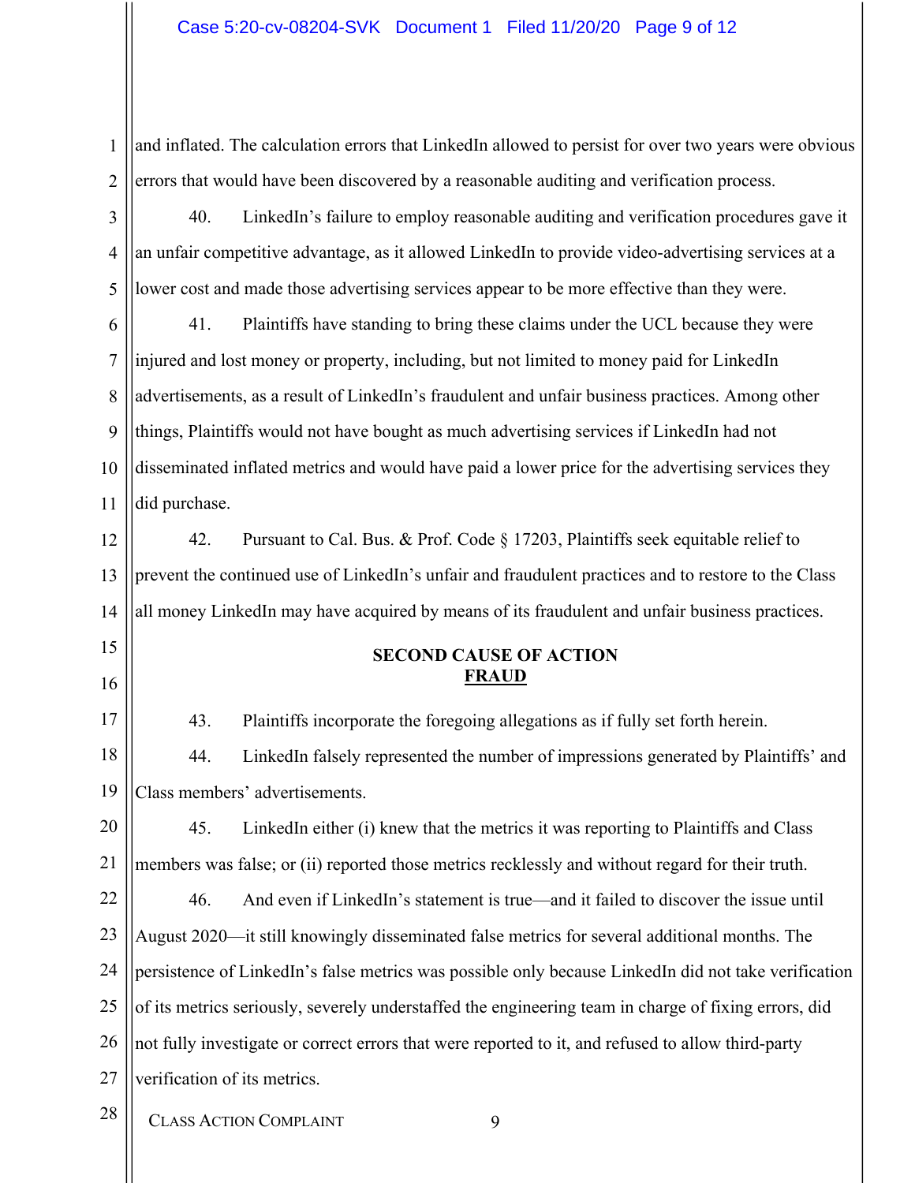and inflated. The calculation errors that LinkedIn allowed to persist for over two years were obvious errors that would have been discovered by a reasonable auditing and verification process.

40. LinkedIn's failure to employ reasonable auditing and verification procedures gave it an unfair competitive advantage, as it allowed LinkedIn to provide video-advertising services at a lower cost and made those advertising services appear to be more effective than they were.

41. Plaintiffs have standing to bring these claims under the UCL because they were injured and lost money or property, including, but not limited to money paid for LinkedIn advertisements, as a result of LinkedIn's fraudulent and unfair business practices. Among other things, Plaintiffs would not have bought as much advertising services if LinkedIn had not disseminated inflated metrics and would have paid a lower price for the advertising services they did purchase.

42. Pursuant to Cal. Bus. & Prof. Code § 17203, Plaintiffs seek equitable relief to prevent the continued use of LinkedIn's unfair and fraudulent practices and to restore to the Class all money LinkedIn may have acquired by means of its fraudulent and unfair business practices.

## SECOND CAUSE OF ACTION
## FRAUD

43. Plaintiffs incorporate the foregoing allegations as if fully set forth herein.

44. LinkedIn falsely represented the number of impressions generated by Plaintiffs' and Class members' advertisements.

45. LinkedIn either (i) knew that the metrics it was reporting to Plaintiffs and Class members was false; or (ii) reported those metrics recklessly and without regard for their truth.

46. And even if LinkedIn's statement is true—and it failed to discover the issue until August 2020—it still knowingly disseminated false metrics for several additional months. The persistence of LinkedIn's false metrics was possible only because LinkedIn did not take verification of its metrics seriously, severely understaffed the engineering team in charge of fixing errors, did not fully investigate or correct errors that were reported to it, and refused to allow third-party verification of its metrics.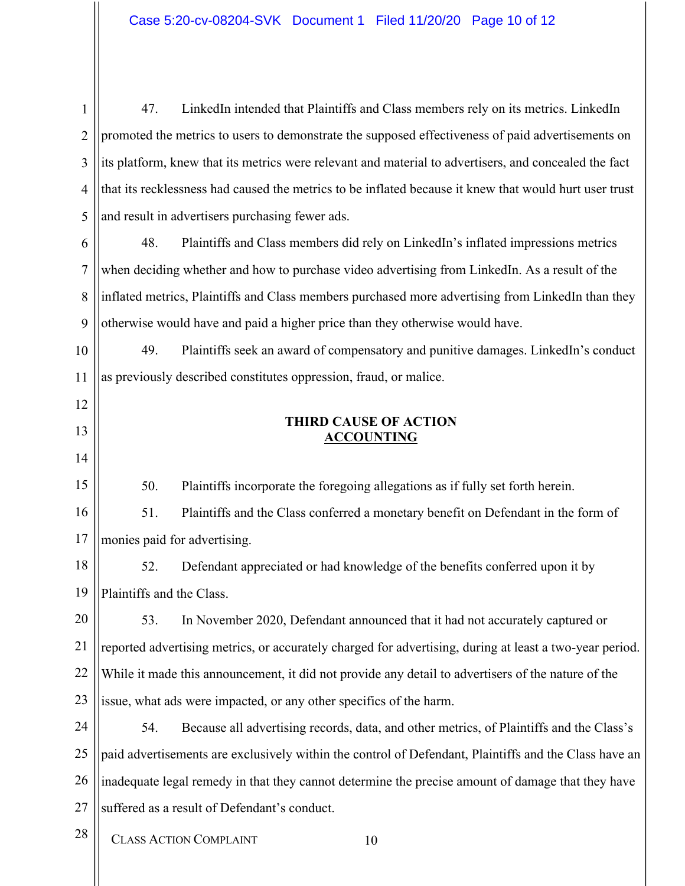47. LinkedIn intended that Plaintiffs and Class members rely on its metrics. LinkedIn promoted the metrics to users to demonstrate the supposed effectiveness of paid advertisements on its platform, knew that its metrics were relevant and material to advertisers, and concealed the fact that its recklessness had caused the metrics to be inflated because it knew that would hurt user trust and result in advertisers purchasing fewer ads.

48. Plaintiffs and Class members did rely on LinkedIn's inflated impressions metrics when deciding whether and how to purchase video advertising from LinkedIn. As a result of the inflated metrics, Plaintiffs and Class members purchased more advertising from LinkedIn than they otherwise would have and paid a higher price than they otherwise would have.

49. Plaintiffs seek an award of compensatory and punitive damages. LinkedIn's conduct as previously described constitutes oppression, fraud, or malice.

## THIRD CAUSE OF ACTION
## ACCOUNTING

50. Plaintiffs incorporate the foregoing allegations as if fully set forth herein.

51. Plaintiffs and the Class conferred a monetary benefit on Defendant in the form of monies paid for advertising.

52. Defendant appreciated or had knowledge of the benefits conferred upon it by Plaintiffs and the Class.

53. In November 2020, Defendant announced that it had not accurately captured or reported advertising metrics, or accurately charged for advertising, during at least a two-year period. While it made this announcement, it did not provide any detail to advertisers of the nature of the issue, what ads were impacted, or any other specifics of the harm.

54. Because all advertising records, data, and other metrics, of Plaintiffs and the Class's paid advertisements are exclusively within the control of Defendant, Plaintiffs and the Class have an inadequate legal remedy in that they cannot determine the precise amount of damage that they have suffered as a result of Defendant's conduct.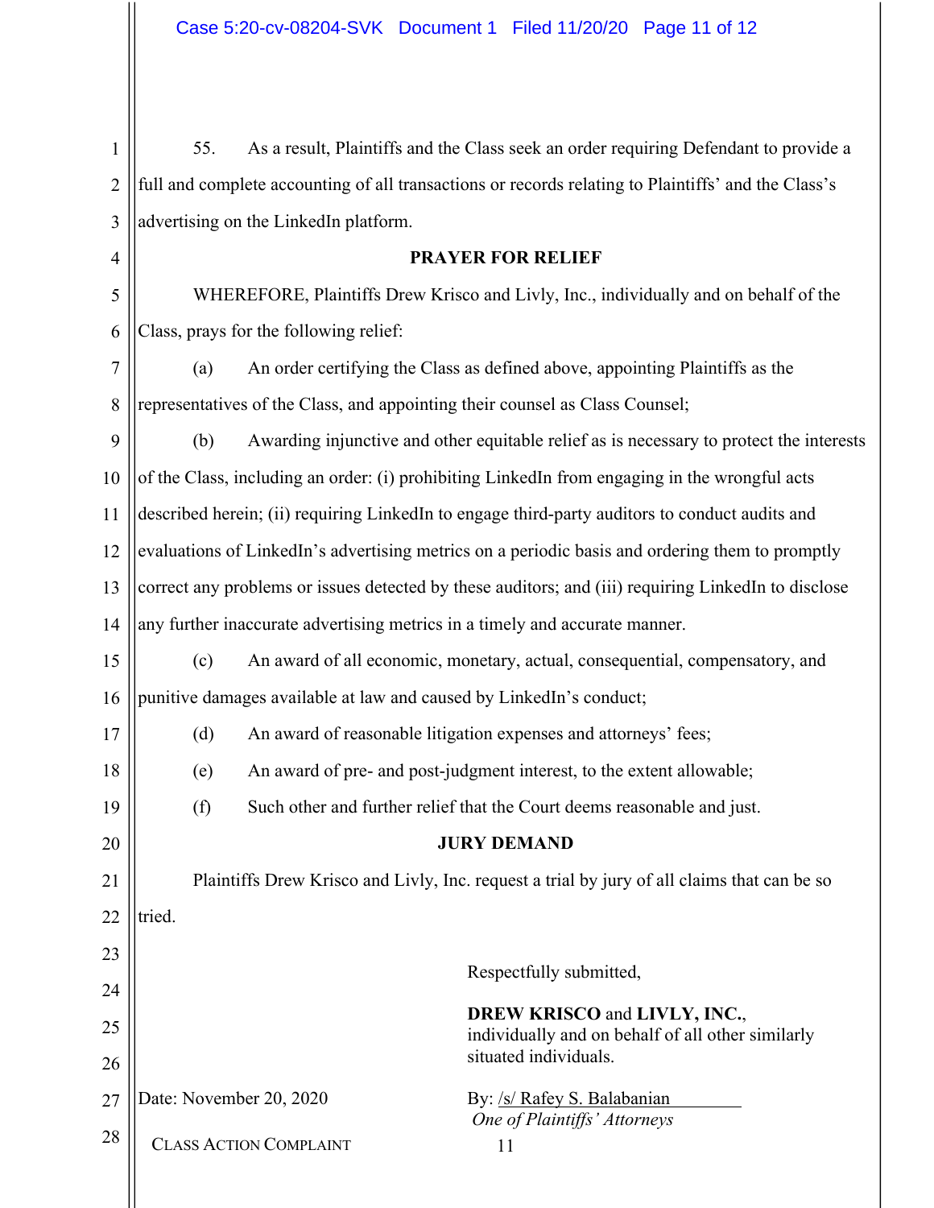55. As a result, Plaintiffs and the Class seek an order requiring Defendant to provide a full and complete accounting of all transactions or records relating to Plaintiffs' and the Class's advertising on the LinkedIn platform.

## PRAYER FOR RELIEF

WHEREFORE, Plaintiffs Drew Krisco and Livly, Inc., individually and on behalf of the Class, prays for the following relief:

(a) An order certifying the Class as defined above, appointing Plaintiffs as the representatives of the Class, and appointing their counsel as Class Counsel;

(b) Awarding injunctive and other equitable relief as is necessary to protect the interests of the Class, including an order: (i) prohibiting LinkedIn from engaging in the wrongful acts described herein; (ii) requiring LinkedIn to engage third-party auditors to conduct audits and evaluations of LinkedIn's advertising metrics on a periodic basis and ordering them to promptly correct any problems or issues detected by these auditors; and (iii) requiring LinkedIn to disclose any further inaccurate advertising metrics in a timely and accurate manner.

(c) An award of all economic, monetary, actual, consequential, compensatory, and punitive damages available at law and caused by LinkedIn's conduct;

(d) An award of reasonable litigation expenses and attorneys' fees;

(e) An award of pre- and post-judgment interest, to the extent allowable;

(f) Such other and further relief that the Court deems reasonable and just.

## JURY DEMAND

Plaintiffs Drew Krisco and Livly, Inc. request a trial by jury of all claims that can be so tried.

Respectfully submitted,

**DREW KRISCO** and **LIVLY, INC.**, individually and on behalf of all other similarly situated individuals.

Date: November 20, 2020

By: /s/ Rafey S. Balabanian
*One of Plaintiffs' Attorneys*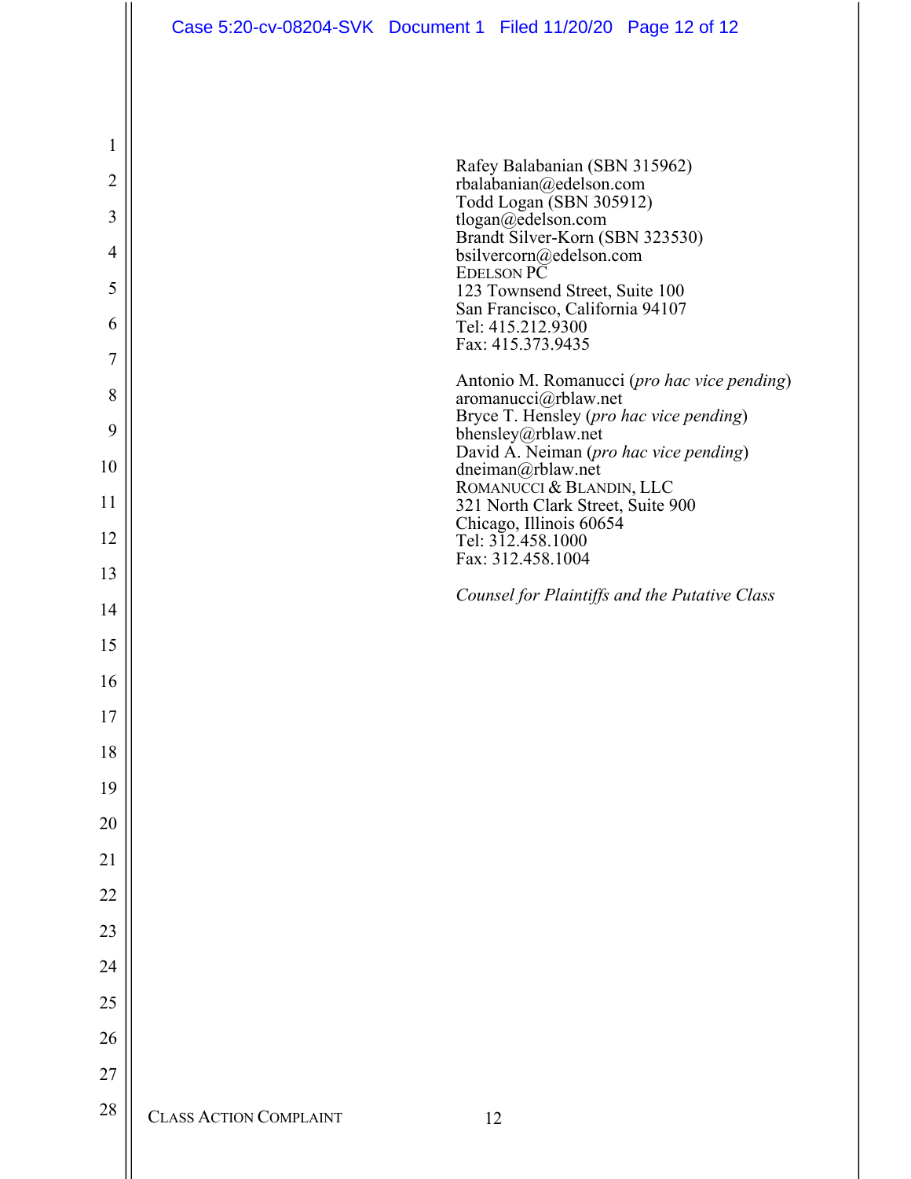Rafey Balabanian (SBN 315962)
rbalabanian@edelson.com
Todd Logan (SBN 305912)
tlogan@edelson.com
Brandt Silver-Korn (SBN 323530)
bsilvercorn@edelson.com
EDELSON PC
123 Townsend Street, Suite 100
San Francisco, California 94107
Tel: 415.212.9300
Fax: 415.373.9435

Antonio M. Romanucci (*pro hac vice pending*)
aromanucci@rblaw.net
Bryce T. Hensley (*pro hac vice pending*)
bhensley@rblaw.net
David A. Neiman (*pro hac vice pending*)
dneiman@rblaw.net
ROMANUCCI & BLANDIN, LLC
321 North Clark Street, Suite 900
Chicago, Illinois 60654
Tel: 312.458.1000
Fax: 312.458.1004

*Counsel for Plaintiffs and the Putative Class*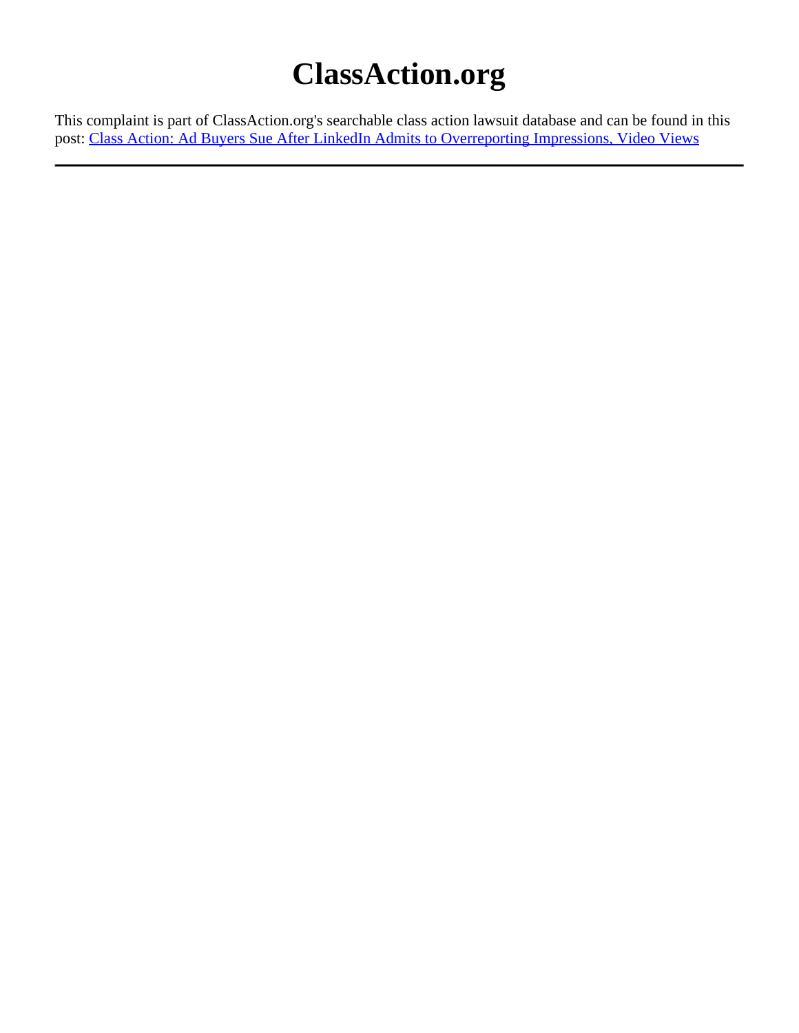# ClassAction.org

This complaint is part of ClassAction.org's searchable class action lawsuit database and can be found in this post: Class Action: Ad Buyers Sue After LinkedIn Admits to Overreporting Impressions, Video Views

---